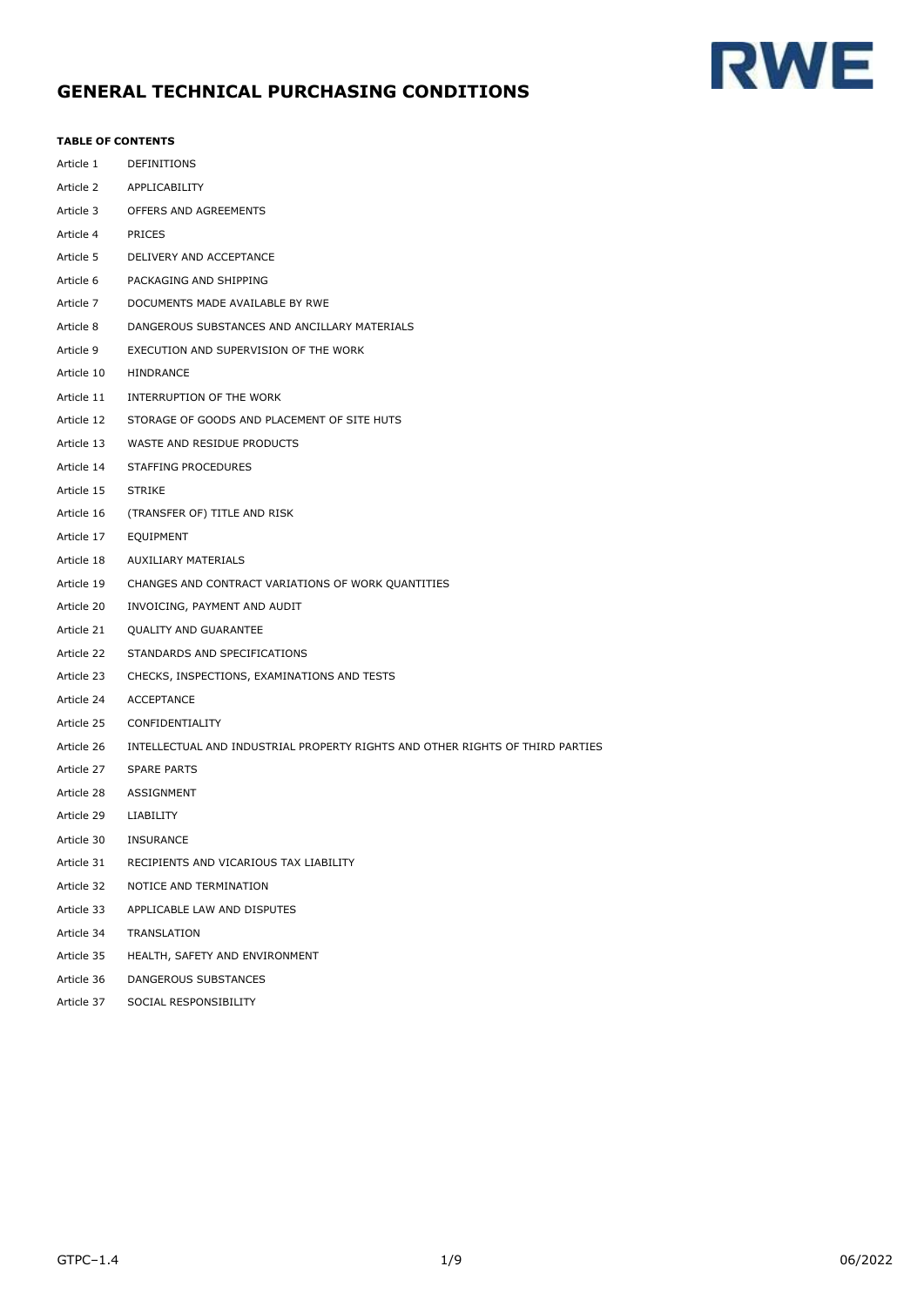# GENERAL TECHNICAL PURCHASING CONDITIONS

**TABLE OF CONTENTS**

| | |
|---|---|
| Article 1 | DEFINITIONS |
| Article 2 | APPLICABILITY |
| Article 3 | OFFERS AND AGREEMENTS |
| Article 4 | PRICES |
| Article 5 | DELIVERY AND ACCEPTANCE |
| Article 6 | PACKAGING AND SHIPPING |
| Article 7 | DOCUMENTS MADE AVAILABLE BY RWE |
| Article 8 | DANGEROUS SUBSTANCES AND ANCILLARY MATERIALS |
| Article 9 | EXECUTION AND SUPERVISION OF THE WORK |
| Article 10 | HINDRANCE |
| Article 11 | INTERRUPTION OF THE WORK |
| Article 12 | STORAGE OF GOODS AND PLACEMENT OF SITE HUTS |
| Article 13 | WASTE AND RESIDUE PRODUCTS |
| Article 14 | STAFFING PROCEDURES |
| Article 15 | STRIKE |
| Article 16 | (TRANSFER OF) TITLE AND RISK |
| Article 17 | EQUIPMENT |
| Article 18 | AUXILIARY MATERIALS |
| Article 19 | CHANGES AND CONTRACT VARIATIONS OF WORK QUANTITIES |
| Article 20 | INVOICING, PAYMENT AND AUDIT |
| Article 21 | QUALITY AND GUARANTEE |
| Article 22 | STANDARDS AND SPECIFICATIONS |
| Article 23 | CHECKS, INSPECTIONS, EXAMINATIONS AND TESTS |
| Article 24 | ACCEPTANCE |
| Article 25 | CONFIDENTIALITY |
| Article 26 | INTELLECTUAL AND INDUSTRIAL PROPERTY RIGHTS AND OTHER RIGHTS OF THIRD PARTIES |
| Article 27 | SPARE PARTS |
| Article 28 | ASSIGNMENT |
| Article 29 | LIABILITY |
| Article 30 | INSURANCE |
| Article 31 | RECIPIENTS AND VICARIOUS TAX LIABILITY |
| Article 32 | NOTICE AND TERMINATION |
| Article 33 | APPLICABLE LAW AND DISPUTES |
| Article 34 | TRANSLATION |
| Article 35 | HEALTH, SAFETY AND ENVIRONMENT |
| Article 36 | DANGEROUS SUBSTANCES |
| Article 37 | SOCIAL RESPONSIBILITY |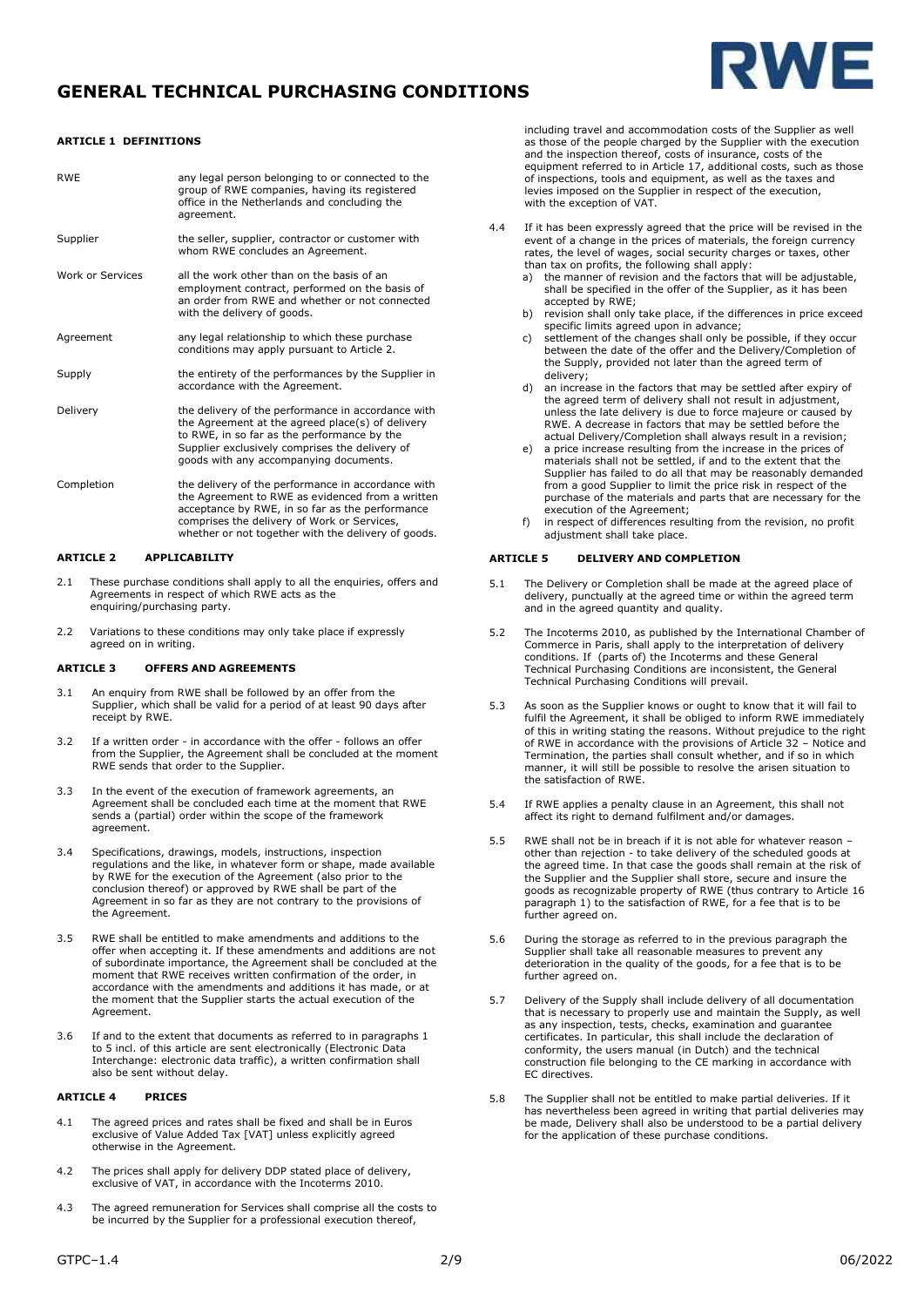# GENERAL TECHNICAL PURCHASING CONDITIONS

**ARTICLE 1 DEFINITIONS**

| | |
|---|---|
| RWE | any legal person belonging to or connected to the group of RWE companies, having its registered office in the Netherlands and concluding the agreement. |
| Supplier | the seller, supplier, contractor or customer with whom RWE concludes an Agreement. |
| Work or Services | all the work other than on the basis of an employment contract, performed on the basis of an order from RWE and whether or not connected with the delivery of goods. |
| Agreement | any legal relationship to which these purchase conditions may apply pursuant to Article 2. |
| Supply | the entirety of the performances by the Supplier in accordance with the Agreement. |
| Delivery | the delivery of the performance in accordance with the Agreement at the agreed place(s) of delivery to RWE, in so far as the performance by the Supplier exclusively comprises the delivery of goods with any accompanying documents. |
| Completion | the delivery of the performance in accordance with the Agreement to RWE as evidenced from a written acceptance by RWE, in so far as the performance comprises the delivery of Work or Services, whether or not together with the delivery of goods. |

**ARTICLE 2 APPLICABILITY**

2.1 These purchase conditions shall apply to all the enquiries, offers and Agreements in respect of which RWE acts as the enquiring/purchasing party.

2.2 Variations to these conditions may only take place if expressly agreed on in writing.

**ARTICLE 3 OFFERS AND AGREEMENTS**

3.1 An enquiry from RWE shall be followed by an offer from the Supplier, which shall be valid for a period of at least 90 days after receipt by RWE.

3.2 If a written order - in accordance with the offer - follows an offer from the Supplier, the Agreement shall be concluded at the moment RWE sends that order to the Supplier.

3.3 In the event of the execution of framework agreements, an Agreement shall be concluded each time at the moment that RWE sends a (partial) order within the scope of the framework agreement.

3.4 Specifications, drawings, models, instructions, inspection regulations and the like, in whatever form or shape, made available by RWE for the execution of the Agreement (also prior to the conclusion thereof) or approved by RWE shall be part of the Agreement in so far as they are not contrary to the provisions of the Agreement.

3.5 RWE shall be entitled to make amendments and additions to the offer when accepting it. If these amendments and additions are not of subordinate importance, the Agreement shall be concluded at the moment that RWE receives written confirmation of the order, in accordance with the amendments and additions it has made, or at the moment that the Supplier starts the actual execution of the Agreement.

3.6 If and to the extent that documents as referred to in paragraphs 1 to 5 incl. of this article are sent electronically (Electronic Data Interchange: electronic data traffic), a written confirmation shall also be sent without delay.

**ARTICLE 4 PRICES**

4.1 The agreed prices and rates shall be fixed and shall be in Euros exclusive of Value Added Tax [VAT] unless explicitly agreed otherwise in the Agreement.

4.2 The prices shall apply for delivery DDP stated place of delivery, exclusive of VAT, in accordance with the Incoterms 2010.

4.3 The agreed remuneration for Services shall comprise all the costs to be incurred by the Supplier for a professional execution thereof, including travel and accommodation costs of the Supplier as well as those of the people charged by the Supplier with the execution and the inspection thereof, costs of insurance, costs of the equipment referred to in Article 17, additional costs, such as those of inspections, tools and equipment, as well as the taxes and levies imposed on the Supplier in respect of the execution, with the exception of VAT.

4.4 If it has been expressly agreed that the price will be revised in the event of a change in the prices of materials, the foreign currency rates, the level of wages, social security charges or taxes, other than tax on profits, the following shall apply:
  a) the manner of revision and the factors that will be adjustable, shall be specified in the offer of the Supplier, as it has been accepted by RWE;
  b) revision shall only take place, if the differences in price exceed specific limits agreed upon in advance;
  c) settlement of the changes shall only be possible, if they occur between the date of the offer and the Delivery/Completion of the Supply, provided not later than the agreed term of delivery;
  d) an increase in the factors that may be settled after expiry of the agreed term of delivery shall not result in adjustment, unless the late delivery is due to force majeure or caused by RWE. A decrease in factors that may be settled before the actual Delivery/Completion shall always result in a revision;
  e) a price increase resulting from the increase in the prices of materials shall not be settled, if and to the extent that the Supplier has failed to do all that may be reasonably demanded from a good Supplier to limit the price risk in respect of the purchase of the materials and parts that are necessary for the execution of the Agreement;
  f) in respect of differences resulting from the revision, no profit adjustment shall take place.

**ARTICLE 5 DELIVERY AND COMPLETION**

5.1 The Delivery or Completion shall be made at the agreed place of delivery, punctually at the agreed time or within the agreed term and in the agreed quantity and quality.

5.2 The Incoterms 2010, as published by the International Chamber of Commerce in Paris, shall apply to the interpretation of delivery conditions. If (parts of) the Incoterms and these General Technical Purchasing Conditions are inconsistent, the General Technical Purchasing Conditions will prevail.

5.3 As soon as the Supplier knows or ought to know that it will fail to fulfil the Agreement, it shall be obliged to inform RWE immediately of this in writing stating the reasons. Without prejudice to the right of RWE in accordance with the provisions of Article 32 – Notice and Termination, the parties shall consult whether, and if so in which manner, it will still be possible to resolve the arisen situation to the satisfaction of RWE.

5.4 If RWE applies a penalty clause in an Agreement, this shall not affect its right to demand fulfilment and/or damages.

5.5 RWE shall not be in breach if it is not able for whatever reason – other than rejection - to take delivery of the scheduled goods at the agreed time. In that case the goods shall remain at the risk of the Supplier and the Supplier shall store, secure and insure the goods as recognizable property of RWE (thus contrary to Article 16 paragraph 1) to the satisfaction of RWE, for a fee that is to be further agreed on.

5.6 During the storage as referred to in the previous paragraph the Supplier shall take all reasonable measures to prevent any deterioration in the quality of the goods, for a fee that is to be further agreed on.

5.7 Delivery of the Supply shall include delivery of all documentation that is necessary to properly use and maintain the Supply, as well as any inspection, tests, checks, examination and guarantee certificates. In particular, this shall include the declaration of conformity, the users manual (in Dutch) and the technical construction file belonging to the CE marking in accordance with EC directives.

5.8 The Supplier shall not be entitled to make partial deliveries. If it has nevertheless been agreed in writing that partial deliveries may be made, Delivery shall also be understood to be a partial delivery for the application of these purchase conditions.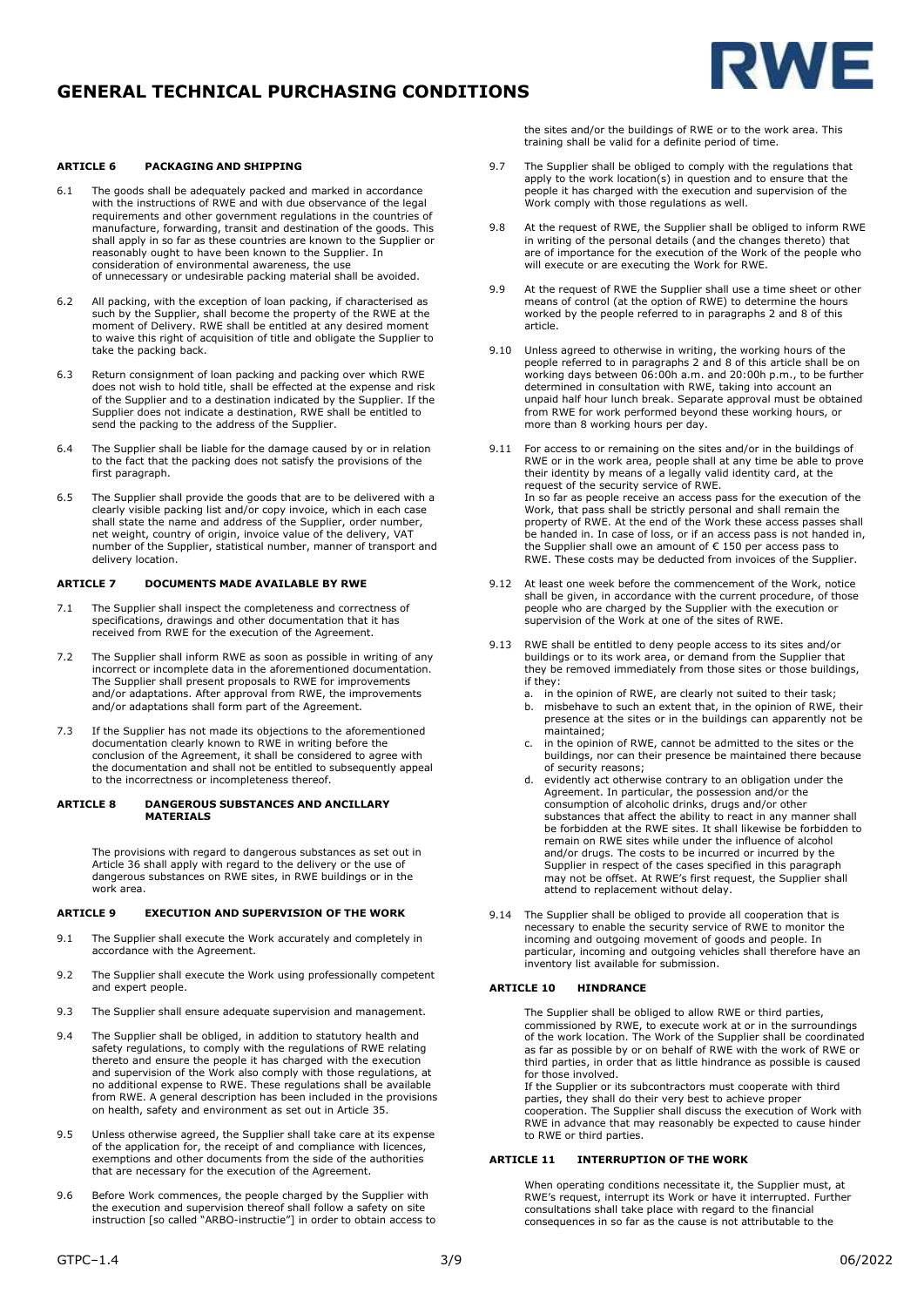## ARTICLE 6 PACKAGING AND SHIPPING

6.1 The goods shall be adequately packed and marked in accordance with the instructions of RWE and with due observance of the legal requirements and other government regulations in the countries of manufacture, forwarding, transit and destination of the goods. This shall apply in so far as these countries are known to the Supplier or reasonably ought to have been known to the Supplier. In consideration of environmental awareness, the use of unnecessary or undesirable packing material shall be avoided.

6.2 All packing, with the exception of loan packing, if characterised as such by the Supplier, shall become the property of the RWE at the moment of Delivery. RWE shall be entitled at any desired moment to waive this right of acquisition of title and obligate the Supplier to take the packing back.

6.3 Return consignment of loan packing and packing over which RWE does not wish to hold title, shall be effected at the expense and risk of the Supplier and to a destination indicated by the Supplier. If the Supplier does not indicate a destination, RWE shall be entitled to send the packing to the address of the Supplier.

6.4 The Supplier shall be liable for the damage caused by or in relation to the fact that the packing does not satisfy the provisions of the first paragraph.

6.5 The Supplier shall provide the goods that are to be delivered with a clearly visible packing list and/or copy invoice, which in each case shall state the name and address of the Supplier, order number, net weight, country of origin, invoice value of the delivery, VAT number of the Supplier, statistical number, manner of transport and delivery location.

## ARTICLE 7 DOCUMENTS MADE AVAILABLE BY RWE

7.1 The Supplier shall inspect the completeness and correctness of specifications, drawings and other documentation that it has received from RWE for the execution of the Agreement.

7.2 The Supplier shall inform RWE as soon as possible in writing of any incorrect or incomplete data in the aforementioned documentation. The Supplier shall present proposals to RWE for improvements and/or adaptations. After approval from RWE, the improvements and/or adaptations shall form part of the Agreement.

7.3 If the Supplier has not made its objections to the aforementioned documentation clearly known to RWE in writing before the conclusion of the Agreement, it shall be considered to agree with the documentation and shall not be entitled to subsequently appeal to the incorrectness or incompleteness thereof.

## ARTICLE 8 DANGEROUS SUBSTANCES AND ANCILLARY MATERIALS

The provisions with regard to dangerous substances as set out in Article 36 shall apply with regard to the delivery or the use of dangerous substances on RWE sites, in RWE buildings or in the work area.

## ARTICLE 9 EXECUTION AND SUPERVISION OF THE WORK

9.1 The Supplier shall execute the Work accurately and completely in accordance with the Agreement.

9.2 The Supplier shall execute the Work using professionally competent and expert people.

9.3 The Supplier shall ensure adequate supervision and management.

9.4 The Supplier shall be obliged, in addition to statutory health and safety regulations, to comply with the regulations of RWE relating thereto and ensure the people it has charged with the execution and supervision of the Work also comply with those regulations, at no additional expense to RWE. These regulations shall be available from RWE. A general description has been included in the provisions on health, safety and environment as set out in Article 35.

9.5 Unless otherwise agreed, the Supplier shall take care at its expense of the application for, the receipt of and compliance with licences, exemptions and other documents from the side of the authorities that are necessary for the execution of the Agreement.

9.6 Before Work commences, the people charged by the Supplier with the execution and supervision thereof shall follow a safety on site instruction [so called "ARBO-instructie"] in order to obtain access to the sites and/or the buildings of RWE or to the work area. This training shall be valid for a definite period of time.

9.7 The Supplier shall be obliged to comply with the regulations that apply to the work location(s) in question and to ensure that the people it has charged with the execution and supervision of the Work comply with those regulations as well.

9.8 At the request of RWE, the Supplier shall be obliged to inform RWE in writing of the personal details (and the changes thereto) that are of importance for the execution of the Work of the people who will execute or are executing the Work for RWE.

9.9 At the request of RWE the Supplier shall use a time sheet or other means of control (at the option of RWE) to determine the hours worked by the people referred to in paragraphs 2 and 8 of this article.

9.10 Unless agreed to otherwise in writing, the working hours of the people referred to in paragraphs 2 and 8 of this article shall be on working days between 06:00h a.m. and 20:00h p.m., to be further determined in consultation with RWE, taking into account an unpaid half hour lunch break. Separate approval must be obtained from RWE for work performed beyond these working hours, or more than 8 working hours per day.

9.11 For access to or remaining on the sites and/or in the buildings of RWE or in the work area, people shall at any time be able to prove their identity by means of a legally valid identity card, at the request of the security service of RWE.
In so far as people receive an access pass for the execution of the Work, that pass shall be strictly personal and shall remain the property of RWE. At the end of the Work these access passes shall be handed in. In case of loss, or if an access pass is not handed in, the Supplier shall owe an amount of € 150 per access pass to RWE. These costs may be deducted from invoices of the Supplier.

9.12 At least one week before the commencement of the Work, notice shall be given, in accordance with the current procedure, of those people who are charged by the Supplier with the execution or supervision of the Work at one of the sites of RWE.

9.13 RWE shall be entitled to deny people access to its sites and/or buildings or to its work area, or demand from the Supplier that they be removed immediately from those sites or those buildings, if they:
   a. in the opinion of RWE, are clearly not suited to their task;
   b. misbehave to such an extent that, in the opinion of RWE, their presence at the sites or in the buildings can apparently not be maintained;
   c. in the opinion of RWE, cannot be admitted to the sites or the buildings, nor can their presence be maintained there because of security reasons;
   d. evidently act otherwise contrary to an obligation under the Agreement. In particular, the possession and/or the consumption of alcoholic drinks, drugs and/or other substances that affect the ability to react in any manner shall be forbidden at the RWE sites. It shall likewise be forbidden to remain on RWE sites while under the influence of alcohol and/or drugs. The costs to be incurred or incurred by the Supplier in respect of the cases specified in this paragraph may not be offset. At RWE's first request, the Supplier shall attend to replacement without delay.

9.14 The Supplier shall be obliged to provide all cooperation that is necessary to enable the security service of RWE to monitor the incoming and outgoing movement of goods and people. In particular, incoming and outgoing vehicles shall therefore have an inventory list available for submission.

## ARTICLE 10 HINDRANCE

The Supplier shall be obliged to allow RWE or third parties, commissioned by RWE, to execute work at or in the surroundings of the work location. The Work of the Supplier shall be coordinated as far as possible by or on behalf of RWE with the work of RWE or third parties, in order that as little hindrance as possible is caused for those involved.
If the Supplier or its subcontractors must cooperate with third parties, they shall do their very best to achieve proper cooperation. The Supplier shall discuss the execution of Work with RWE in advance that may reasonably be expected to cause hinder to RWE or third parties.

## ARTICLE 11 INTERRUPTION OF THE WORK

When operating conditions necessitate it, the Supplier must, at RWE's request, interrupt its Work or have it interrupted. Further consultations shall take place with regard to the financial consequences in so far as the cause is not attributable to the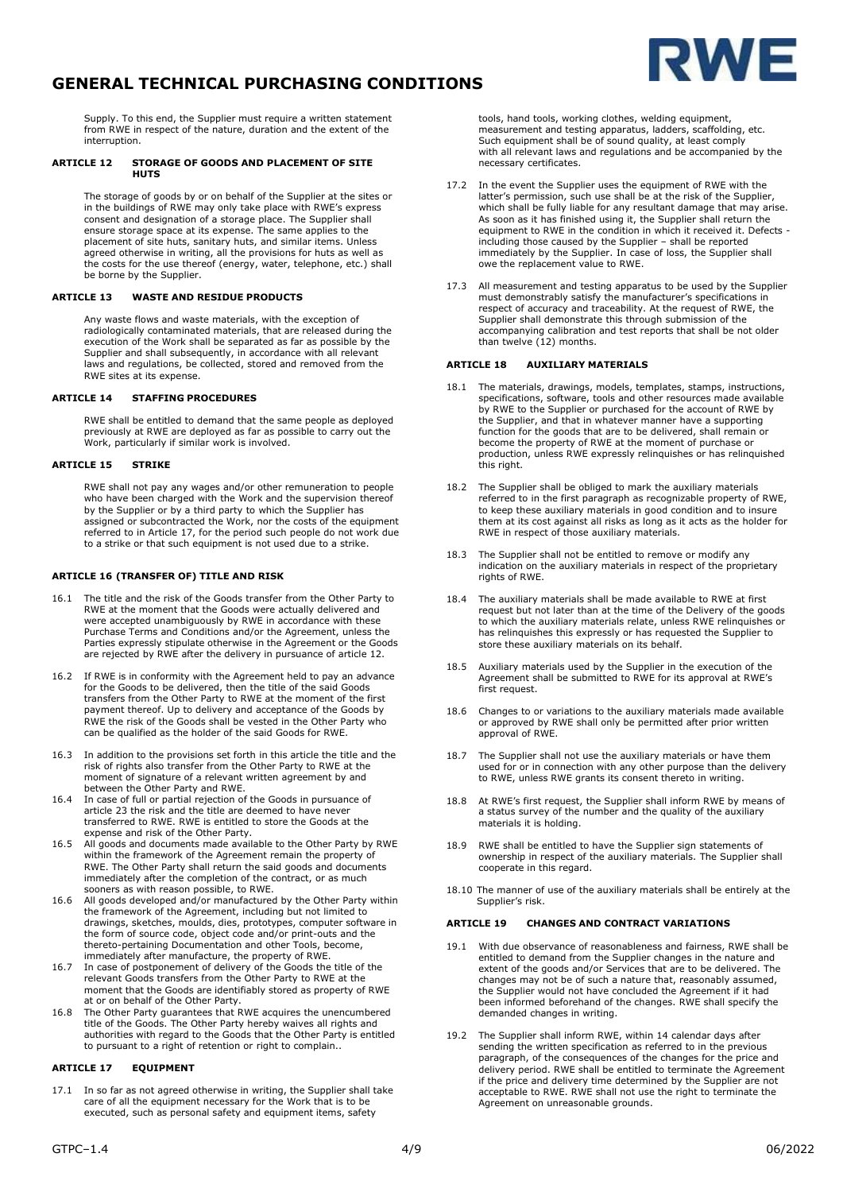Supply. To this end, the Supplier must require a written statement from RWE in respect of the nature, duration and the extent of the interruption.

#### ARTICLE 12 STORAGE OF GOODS AND PLACEMENT OF SITE HUTS

The storage of goods by or on behalf of the Supplier at the sites or in the buildings of RWE may only take place with RWE's express consent and designation of a storage place. The Supplier shall ensure storage space at its expense. The same applies to the placement of site huts, sanitary huts, and similar items. Unless agreed otherwise in writing, all the provisions for huts as well as the costs for the use thereof (energy, water, telephone, etc.) shall be borne by the Supplier.

#### ARTICLE 13 WASTE AND RESIDUE PRODUCTS

Any waste flows and waste materials, with the exception of radiologically contaminated materials, that are released during the execution of the Work shall be separated as far as possible by the Supplier and shall subsequently, in accordance with all relevant laws and regulations, be collected, stored and removed from the RWE sites at its expense.

#### ARTICLE 14 STAFFING PROCEDURES

RWE shall be entitled to demand that the same people as deployed previously at RWE are deployed as far as possible to carry out the Work, particularly if similar work is involved.

#### ARTICLE 15 STRIKE

RWE shall not pay any wages and/or other remuneration to people who have been charged with the Work and the supervision thereof by the Supplier or by a third party to which the Supplier has assigned or subcontracted the Work, nor the costs of the equipment referred to in Article 17, for the period such people do not work due to a strike or that such equipment is not used due to a strike.

#### ARTICLE 16 (TRANSFER OF) TITLE AND RISK

16.1 The title and the risk of the Goods transfer from the Other Party to RWE at the moment that the Goods were actually delivered and were accepted unambiguously by RWE in accordance with these Purchase Terms and Conditions and/or the Agreement, unless the Parties expressly stipulate otherwise in the Agreement or the Goods are rejected by RWE after the delivery in pursuance of article 12.

16.2 If RWE is in conformity with the Agreement held to pay an advance for the Goods to be delivered, then the title of the said Goods transfers from the Other Party to RWE at the moment of the first payment thereof. Up to delivery and acceptance of the Goods by RWE the risk of the Goods shall be vested in the Other Party who can be qualified as the holder of the said Goods for RWE.

16.3 In addition to the provisions set forth in this article the title and the risk of rights also transfer from the Other Party to RWE at the moment of signature of a relevant written agreement by and between the Other Party and RWE.

16.4 In case of full or partial rejection of the Goods in pursuance of article 23 the risk and the title are deemed to have never transferred to RWE. RWE is entitled to store the Goods at the expense and risk of the Other Party.

16.5 All goods and documents made available to the Other Party by RWE within the framework of the Agreement remain the property of RWE. The Other Party shall return the said goods and documents immediately after the completion of the contract, or as much sooners as with reason possible, to RWE.

16.6 All goods developed and/or manufactured by the Other Party within the framework of the Agreement, including but not limited to drawings, sketches, moulds, dies, prototypes, computer software in the form of source code, object code and/or print-outs and the thereto-pertaining Documentation and other Tools, become, immediately after manufacture, the property of RWE.

16.7 In case of postponement of delivery of the Goods the title of the relevant Goods transfers from the Other Party to RWE at the moment that the Goods are identifiably stored as property of RWE at or on behalf of the Other Party.

16.8 The Other Party guarantees that RWE acquires the unencumbered title of the Goods. The Other Party hereby waives all rights and authorities with regard to the Goods that the Other Party is entitled to pursuant to a right of retention or right to complain..

#### ARTICLE 17 EQUIPMENT

17.1 In so far as not agreed otherwise in writing, the Supplier shall take care of all the equipment necessary for the Work that is to be executed, such as personal safety and equipment items, safety tools, hand tools, working clothes, welding equipment, measurement and testing apparatus, ladders, scaffolding, etc. Such equipment shall be of sound quality, at least comply with all relevant laws and regulations and be accompanied by the necessary certificates.

17.2 In the event the Supplier uses the equipment of RWE with the latter's permission, such use shall be at the risk of the Supplier, which shall be fully liable for any resultant damage that may arise. As soon as it has finished using it, the Supplier shall return the equipment to RWE in the condition in which it received it. Defects - including those caused by the Supplier – shall be reported immediately by the Supplier. In case of loss, the Supplier shall owe the replacement value to RWE.

17.3 All measurement and testing apparatus to be used by the Supplier must demonstrably satisfy the manufacturer's specifications in respect of accuracy and traceability. At the request of RWE, the Supplier shall demonstrate this through submission of the accompanying calibration and test reports that shall be not older than twelve (12) months.

#### ARTICLE 18 AUXILIARY MATERIALS

18.1 The materials, drawings, models, templates, stamps, instructions, specifications, software, tools and other resources made available by RWE to the Supplier or purchased for the account of RWE by the Supplier, and that in whatever manner have a supporting function for the goods that are to be delivered, shall remain or become the property of RWE at the moment of purchase or production, unless RWE expressly relinquishes or has relinquished this right.

18.2 The Supplier shall be obliged to mark the auxiliary materials referred to in the first paragraph as recognizable property of RWE, to keep these auxiliary materials in good condition and to insure them at its cost against all risks as long as it acts as the holder for RWE in respect of those auxiliary materials.

18.3 The Supplier shall not be entitled to remove or modify any indication on the auxiliary materials in respect of the proprietary rights of RWE.

18.4 The auxiliary materials shall be made available to RWE at first request but not later than at the time of the Delivery of the goods to which the auxiliary materials relate, unless RWE relinquishes or has relinquishes this expressly or has requested the Supplier to store these auxiliary materials on its behalf.

18.5 Auxiliary materials used by the Supplier in the execution of the Agreement shall be submitted to RWE for its approval at RWE's first request.

18.6 Changes to or variations to the auxiliary materials made available or approved by RWE shall only be permitted after prior written approval of RWE.

18.7 The Supplier shall not use the auxiliary materials or have them used for or in connection with any other purpose than the delivery to RWE, unless RWE grants its consent thereto in writing.

18.8 At RWE's first request, the Supplier shall inform RWE by means of a status survey of the number and the quality of the auxiliary materials it is holding.

18.9 RWE shall be entitled to have the Supplier sign statements of ownership in respect of the auxiliary materials. The Supplier shall cooperate in this regard.

18.10 The manner of use of the auxiliary materials shall be entirely at the Supplier's risk.

#### ARTICLE 19 CHANGES AND CONTRACT VARIATIONS

19.1 With due observance of reasonableness and fairness, RWE shall be entitled to demand from the Supplier changes in the nature and extent of the goods and/or Services that are to be delivered. The changes may not be of such a nature that, reasonably assumed, the Supplier would not have concluded the Agreement if it had been informed beforehand of the changes. RWE shall specify the demanded changes in writing.

19.2 The Supplier shall inform RWE, within 14 calendar days after sending the written specification as referred to in the previous paragraph, of the consequences of the changes for the price and delivery period. RWE shall be entitled to terminate the Agreement if the price and delivery time determined by the Supplier are not acceptable to RWE. RWE shall not use the right to terminate the Agreement on unreasonable grounds.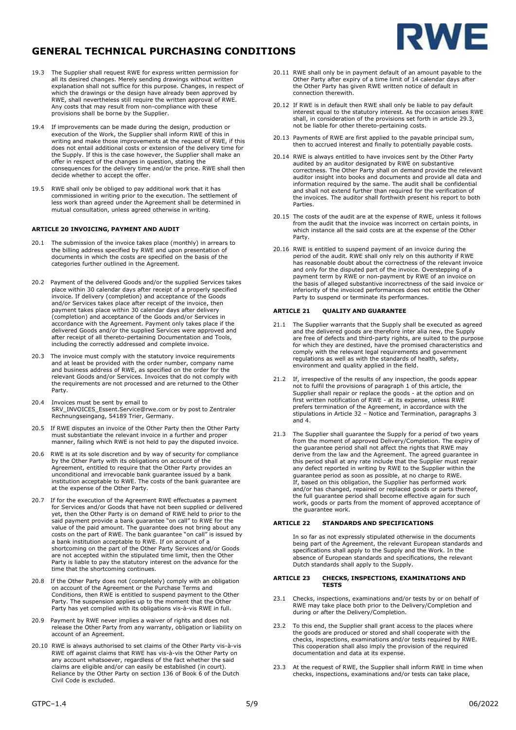19.3 The Supplier shall request RWE for express written permission for all its desired changes. Merely sending drawings without written explanation shall not suffice for this purpose. Changes, in respect of which the drawings or the design have already been approved by RWE, shall nevertheless still require the written approval of RWE. Any costs that may result from non-compliance with these provisions shall be borne by the Supplier.

19.4 If improvements can be made during the design, production or execution of the Work, the Supplier shall inform RWE of this in writing and make those improvements at the request of RWE, if this does not entail additional costs or extension of the delivery time for the Supply. If this is the case however, the Supplier shall make an offer in respect of the changes in question, stating the consequences for the delivery time and/or the price. RWE shall then decide whether to accept the offer.

19.5 RWE shall only be obliged to pay additional work that it has commissioned in writing prior to the execution. The settlement of less work than agreed under the Agreement shall be determined in mutual consultation, unless agreed otherwise in writing.

#### ARTICLE 20 INVOICING, PAYMENT AND AUDIT

20.1 The submission of the invoice takes place (monthly) in arrears to the billing address specified by RWE and upon presentation of documents in which the costs are specified on the basis of the categories further outlined in the Agreement.

20.2 Payment of the delivered Goods and/or the supplied Services takes place within 30 calendar days after receipt of a properly specified invoice. If delivery (completion) and acceptance of the Goods and/or Services takes place after receipt of the invoice, then payment takes place within 30 calendar days after delivery (completion) and acceptance of the Goods and/or Services in accordance with the Agreement. Payment only takes place if the delivered Goods and/or the supplied Services were approved and after receipt of all thereto-pertaining Documentation and Tools, including the correctly addressed and complete invoice.

20.3 The invoice must comply with the statutory invoice requirements and at least be provided with the order number, company name and business address of RWE, as specified on the order for the relevant Goods and/or Services. Invoices that do not comply with the requirements are not processed and are returned to the Other Party.

20.4 Invoices must be sent by email to SRV_INVOICES_Essent.Service@rwe.com or by post to Zentraler Rechnungseingang, 54189 Trier, Germany.

20.5 If RWE disputes an invoice of the Other Party then the Other Party must substantiate the relevant invoice in a further and proper manner, failing which RWE is not held to pay the disputed invoice.

20.6 RWE is at its sole discretion and by way of security for compliance by the Other Party with its obligations on account of the Agreement, entitled to require that the Other Party provides an unconditional and irrevocable bank guarantee issued by a bank institution acceptable to RWE. The costs of the bank guarantee are at the expense of the Other Party.

20.7 If for the execution of the Agreement RWE effectuates a payment for Services and/or Goods that have not been supplied or delivered yet, then the Other Party is on demand of RWE held to prior to the said payment provide a bank guarantee "on call" to RWE for the value of the paid amount. The guarantee does not bring about any costs on the part of RWE. The bank guarantee "on call" is issued by a bank institution acceptable to RWE. If on account of a shortcoming on the part of the Other Party Services and/or Goods are not accepted within the stipulated time limit, then the Other Party is liable to pay the statutory interest on the advance for the time that the shortcoming continues.

20.8 If the Other Party does not (completely) comply with an obligation on account of the Agreement or the Purchase Terms and Conditions, then RWE is entitled to suspend payment to the Other Party. The suspension applies up to the moment that the Other Party has yet complied with its obligations vis-à-vis RWE in full.

20.9 Payment by RWE never implies a waiver of rights and does not release the Other Party from any warranty, obligation or liability on account of an Agreement.

20.10 RWE is always authorised to set claims of the Other Party vis-à-vis RWE off against claims that RWE has vis-à-vis the Other Party on any account whatsoever, regardless of the fact whether the said claims are eligible and/or can easily be established (in court). Reliance by the Other Party on section 136 of Book 6 of the Dutch Civil Code is excluded.

20.11 RWE shall only be in payment default of an amount payable to the Other Party after expiry of a time limit of 14 calendar days after the Other Party has given RWE written notice of default in connection therewith.

20.12 If RWE is in default then RWE shall only be liable to pay default interest equal to the statutory interest. As the occasion arises RWE shall, in consideration of the provisions set forth in article 29.3, not be liable for other thereto-pertaining costs.

20.13 Payments of RWE are first applied to the payable principal sum, then to accrued interest and finally to potentially payable costs.

20.14 RWE is always entitled to have invoices sent by the Other Party audited by an auditor designated by RWE on substantive correctness. The Other Party shall on demand provide the relevant auditor insight into books and documents and provide all data and information required by the same. The audit shall be confidential and shall not extend further than required for the verification of the invoices. The auditor shall forthwith present his report to both Parties.

20.15 The costs of the audit are at the expense of RWE, unless it follows from the audit that the invoice was incorrect on certain points, in which instance all the said costs are at the expense of the Other Party.

20.16 RWE is entitled to suspend payment of an invoice during the period of the audit. RWE shall only rely on this authority if RWE has reasonable doubt about the correctness of the relevant invoice and only for the disputed part of the invoice. Overstepping of a payment term by RWE or non-payment by RWE of an invoice on the basis of alleged substantive incorrectness of the said invoice or inferiority of the invoiced performances does not entitle the Other Party to suspend or terminate its performances.

#### ARTICLE 21 QUALITY AND GUARANTEE

21.1 The Supplier warrants that the Supply shall be executed as agreed and the delivered goods are therefore inter alia new, the Supply are free of defects and third-party rights, are suited to the purpose for which they are destined, have the promised characteristics and comply with the relevant legal requirements and government regulations as well as with the standards of health, safety, environment and quality applied in the field.

21.2 If, irrespective of the results of any inspection, the goods appear not to fulfil the provisions of paragraph 1 of this article, the Supplier shall repair or replace the goods - at the option and on first written notification of RWE - at its expense, unless RWE prefers termination of the Agreement, in accordance with the stipulations in Article 32 – Notice and Termination, paragraphs 3 and 4.

21.3 The Supplier shall guarantee the Supply for a period of two years from the moment of approved Delivery/Completion. The expiry of the guarantee period shall not affect the rights that RWE may derive from the law and the Agreement. The agreed guarantee in this period shall at any rate include that the Supplier must repair any defect reported in writing by RWE to the Supplier within the guarantee period as soon as possible, at no charge to RWE. If, based on this obligation, the Supplier has performed work and/or has changed, repaired or replaced goods or parts thereof, the full guarantee period shall become effective again for such work, goods or parts from the moment of approved acceptance of the guarantee work.

#### ARTICLE 22 STANDARDS AND SPECIFICATIONS

In so far as not expressly stipulated otherwise in the documents being part of the Agreement, the relevant European standards and specifications shall apply to the Supply and the Work. In the absence of European standards and specifications, the relevant Dutch standards shall apply to the Supply.

#### ARTICLE 23 CHECKS, INSPECTIONS, EXAMINATIONS AND TESTS

23.1 Checks, inspections, examinations and/or tests by or on behalf of RWE may take place both prior to the Delivery/Completion and during or after the Delivery/Completion.

23.2 To this end, the Supplier shall grant access to the places where the goods are produced or stored and shall cooperate with the checks, inspections, examinations and/or tests required by RWE. This cooperation shall also imply the provision of the required documentation and data at its expense.

23.3 At the request of RWE, the Supplier shall inform RWE in time when checks, inspections, examinations and/or tests can take place,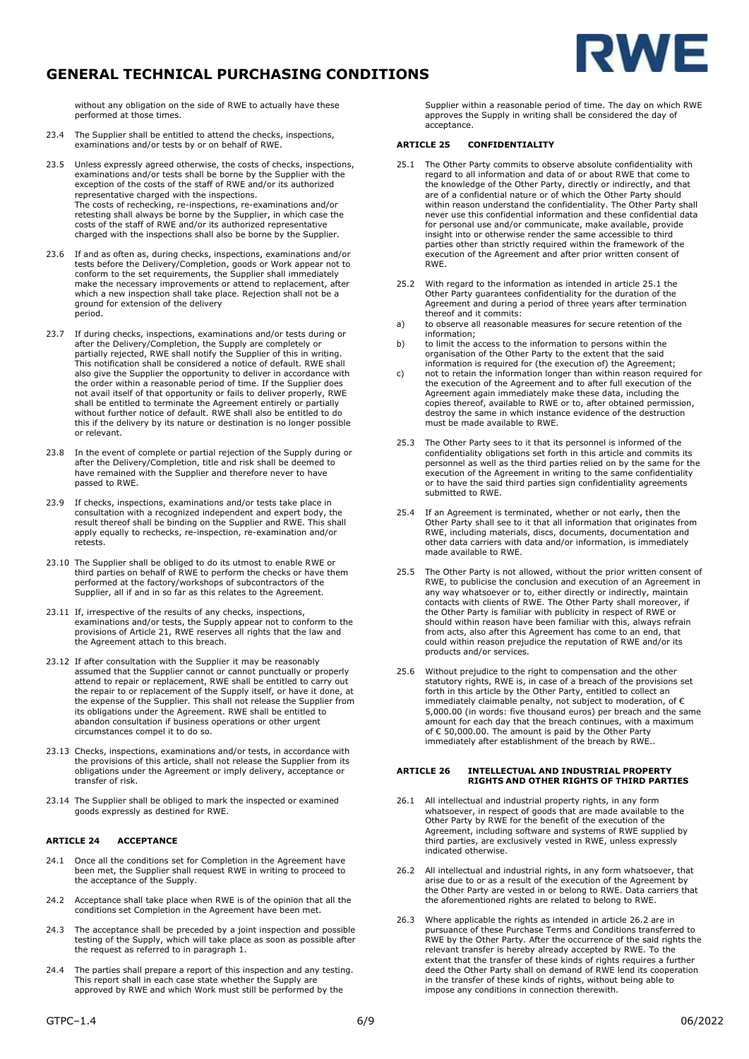without any obligation on the side of RWE to actually have these performed at those times.

23.4 The Supplier shall be entitled to attend the checks, inspections, examinations and/or tests by or on behalf of RWE.

23.5 Unless expressly agreed otherwise, the costs of checks, inspections, examinations and/or tests shall be borne by the Supplier with the exception of the costs of the staff of RWE and/or its authorized representative charged with the inspections.
The costs of rechecking, re-inspections, re-examinations and/or retesting shall always be borne by the Supplier, in which case the costs of the staff of RWE and/or its authorized representative charged with the inspections shall also be borne by the Supplier.

23.6 If and as often as, during checks, inspections, examinations and/or tests before the Delivery/Completion, goods or Work appear not to conform to the set requirements, the Supplier shall immediately make the necessary improvements or attend to replacement, after which a new inspection shall take place. Rejection shall not be a ground for extension of the delivery period.

23.7 If during checks, inspections, examinations and/or tests during or after the Delivery/Completion, the Supply are completely or partially rejected, RWE shall notify the Supplier of this in writing. This notification shall be considered a notice of default. RWE shall also give the Supplier the opportunity to deliver in accordance with the order within a reasonable period of time. If the Supplier does not avail itself of that opportunity or fails to deliver properly, RWE shall be entitled to terminate the Agreement entirely or partially without further notice of default. RWE shall also be entitled to do this if the delivery by its nature or destination is no longer possible or relevant.

23.8 In the event of complete or partial rejection of the Supply during or after the Delivery/Completion, title and risk shall be deemed to have remained with the Supplier and therefore never to have passed to RWE.

23.9 If checks, inspections, examinations and/or tests take place in consultation with a recognized independent and expert body, the result thereof shall be binding on the Supplier and RWE. This shall apply equally to rechecks, re-inspection, re-examination and/or retests.

23.10 The Supplier shall be obliged to do its utmost to enable RWE or third parties on behalf of RWE to perform the checks or have them performed at the factory/workshops of subcontractors of the Supplier, all if and in so far as this relates to the Agreement.

23.11 If, irrespective of the results of any checks, inspections, examinations and/or tests, the Supply appear not to conform to the provisions of Article 21, RWE reserves all rights that the law and the Agreement attach to this breach.

23.12 If after consultation with the Supplier it may be reasonably assumed that the Supplier cannot or cannot punctually or properly attend to repair or replacement, RWE shall be entitled to carry out the repair to or replacement of the Supply itself, or have it done, at the expense of the Supplier. This shall not release the Supplier from its obligations under the Agreement. RWE shall be entitled to abandon consultation if business operations or other urgent circumstances compel it to do so.

23.13 Checks, inspections, examinations and/or tests, in accordance with the provisions of this article, shall not release the Supplier from its obligations under the Agreement or imply delivery, acceptance or transfer of risk.

23.14 The Supplier shall be obliged to mark the inspected or examined goods expressly as destined for RWE.

#### ARTICLE 24 ACCEPTANCE

24.1 Once all the conditions set for Completion in the Agreement have been met, the Supplier shall request RWE in writing to proceed to the acceptance of the Supply.

24.2 Acceptance shall take place when RWE is of the opinion that all the conditions set Completion in the Agreement have been met.

24.3 The acceptance shall be preceded by a joint inspection and possible testing of the Supply, which will take place as soon as possible after the request as referred to in paragraph 1.

24.4 The parties shall prepare a report of this inspection and any testing. This report shall in each case state whether the Supply are approved by RWE and which Work must still be performed by the Supplier within a reasonable period of time. The day on which RWE approves the Supply in writing shall be considered the day of acceptance.

#### ARTICLE 25 CONFIDENTIALITY

25.1 The Other Party commits to observe absolute confidentiality with regard to all information and data of or about RWE that come to the knowledge of the Other Party, directly or indirectly, and that are of a confidential nature or of which the Other Party should within reason understand the confidentiality. The Other Party shall never use this confidential information and these confidential data for personal use and/or communicate, make available, provide insight into or otherwise render the same accessible to third parties other than strictly required within the framework of the execution of the Agreement and after prior written consent of RWE.

25.2 With regard to the information as intended in article 25.1 the Other Party guarantees confidentiality for the duration of the Agreement and during a period of three years after termination thereof and it commits:

a) to observe all reasonable measures for secure retention of the information;
b) to limit the access to the information to persons within the organisation of the Other Party to the extent that the said information is required for (the execution of) the Agreement;
c) not to retain the information longer than within reason required for the execution of the Agreement and to after full execution of the Agreement again immediately make these data, including the copies thereof, available to RWE or to, after obtained permission, destroy the same in which instance evidence of the destruction must be made available to RWE.

25.3 The Other Party sees to it that its personnel is informed of the confidentiality obligations set forth in this article and commits its personnel as well as the third parties relied on by the same for the execution of the Agreement in writing to the same confidentiality or to have the said third parties sign confidentiality agreements submitted to RWE.

25.4 If an Agreement is terminated, whether or not early, then the Other Party shall see to it that all information that originates from RWE, including materials, discs, documents, documentation and other data carriers with data and/or information, is immediately made available to RWE.

25.5 The Other Party is not allowed, without the prior written consent of RWE, to publicise the conclusion and execution of an Agreement in any way whatsoever or to, either directly or indirectly, maintain contacts with clients of RWE. The Other Party shall moreover, if the Other Party is familiar with publicity in respect of RWE or should within reason have been familiar with this, always refrain from acts, also after this Agreement has come to an end, that could within reason prejudice the reputation of RWE and/or its products and/or services.

25.6 Without prejudice to the right to compensation and the other statutory rights, RWE is, in case of a breach of the provisions set forth in this article by the Other Party, entitled to collect an immediately claimable penalty, not subject to moderation, of € 5,000.00 (in words: five thousand euros) per breach and the same amount for each day that the breach continues, with a maximum of € 50,000.00. The amount is paid by the Other Party immediately after establishment of the breach by RWE..

#### ARTICLE 26 INTELLECTUAL AND INDUSTRIAL PROPERTY RIGHTS AND OTHER RIGHTS OF THIRD PARTIES

26.1 All intellectual and industrial property rights, in any form whatsoever, in respect of goods that are made available to the Other Party by RWE for the benefit of the execution of the Agreement, including software and systems of RWE supplied by third parties, are exclusively vested in RWE, unless expressly indicated otherwise.

26.2 All intellectual and industrial rights, in any form whatsoever, that arise due to or as a result of the execution of the Agreement by the Other Party are vested in or belong to RWE. Data carriers that the aforementioned rights are related to belong to RWE.

26.3 Where applicable the rights as intended in article 26.2 are in pursuance of these Purchase Terms and Conditions transferred to RWE by the Other Party. After the occurrence of the said rights the relevant transfer is hereby already accepted by RWE. To the extent that the transfer of these kinds of rights requires a further deed the Other Party shall on demand of RWE lend its cooperation in the transfer of these kinds of rights, without being able to impose any conditions in connection therewith.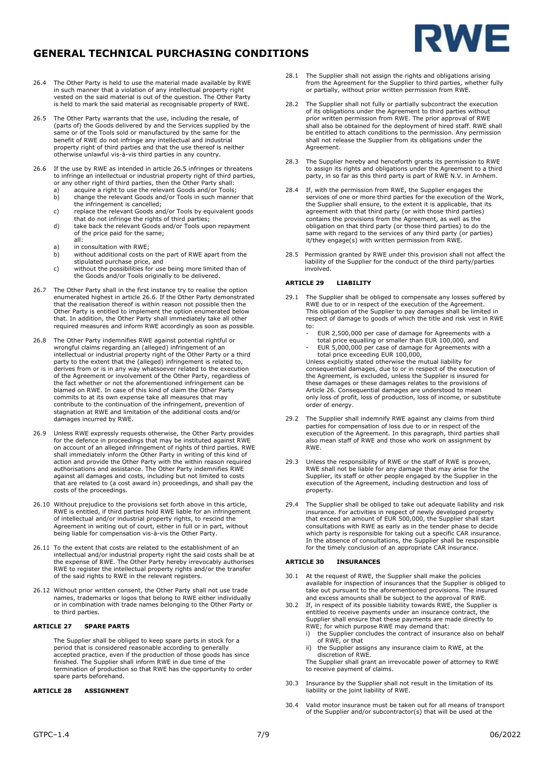26.4 The Other Party is held to use the material made available by RWE in such manner that a violation of any intellectual property right vested on the said material is out of the question. The Other Party is held to mark the said material as recognisable property of RWE.

26.5 The Other Party warrants that the use, including the resale, of (parts of) the Goods delivered by and the Services supplied by the same or of the Tools sold or manufactured by the same for the benefit of RWE do not infringe any intellectual and industrial property right of third parties and that the use thereof is neither otherwise unlawful vis-à-vis third parties in any country.

26.6 If the use by RWE as intended in article 26.5 infringes or threatens to infringe an intellectual or industrial property right of third parties, or any other right of third parties, then the Other Party shall:

a) acquire a right to use the relevant Goods and/or Tools;
b) change the relevant Goods and/or Tools in such manner that the infringement is cancelled;
c) replace the relevant Goods and/or Tools by equivalent goods that do not infringe the rights of third parties;
d) take back the relevant Goods and/or Tools upon repayment of the price paid for the same;

all:

a) in consultation with RWE;
b) without additional costs on the part of RWE apart from the stipulated purchase price, and
c) without the possibilities for use being more limited than of the Goods and/or Tools originally to be delivered.

26.7 The Other Party shall in the first instance try to realise the option enumerated highest in article 26.6. If the Other Party demonstrated that the realisation thereof is within reason not possible then the Other Party is entitled to implement the option enumerated below that. In addition, the Other Party shall immediately take all other required measures and inform RWE accordingly as soon as possible.

26.8 The Other Party indemnifies RWE against potential rightful or wrongful claims regarding an (alleged) infringement of an intellectual or industrial property right of the Other Party or a third party to the extent that the (alleged) infringement is related to, derives from or is in any way whatsoever related to the execution of the Agreement or involvement of the Other Party, regardless of the fact whether or not the aforementioned infringement can be blamed on RWE. In case of this kind of claim the Other Party commits to at its own expense take all measures that may contribute to the continuation of the infringement, prevention of stagnation at RWE and limitation of the additional costs and/or damages incurred by RWE.

26.9 Unless RWE expressly requests otherwise, the Other Party provides for the defence in proceedings that may be instituted against RWE on account of an alleged infringement of rights of third parties. RWE shall immediately inform the Other Party in writing of this kind of action and provide the Other Party with the within reason required authorisations and assistance. The Other Party indemnifies RWE against all damages and costs, including but not limited to costs that are related to (a cost award in) proceedings, and shall pay the costs of the proceedings.

26.10 Without prejudice to the provisions set forth above in this article, RWE is entitled, if third parties hold RWE liable for an infringement of intellectual and/or industrial property rights, to rescind the Agreement in writing out of court, either in full or in part, without being liable for compensation vis-à-vis the Other Party.

26.11 To the extent that costs are related to the establishment of an intellectual and/or industrial property right the said costs shall be at the expense of RWE. The Other Party hereby irrevocably authorises RWE to register the intellectual property rights and/or the transfer of the said rights to RWE in the relevant registers.

26.12 Without prior written consent, the Other Party shall not use trade names, trademarks or logos that belong to RWE either individually or in combination with trade names belonging to the Other Party or to third parties.

**ARTICLE 27 SPARE PARTS**

The Supplier shall be obliged to keep spare parts in stock for a period that is considered reasonable according to generally accepted practice, even if the production of those goods has since finished. The Supplier shall inform RWE in due time of the termination of production so that RWE has the opportunity to order spare parts beforehand.

**ARTICLE 28 ASSIGNMENT**

28.1 The Supplier shall not assign the rights and obligations arising from the Agreement for the Supplier to third parties, whether fully or partially, without prior written permission from RWE.

28.2 The Supplier shall not fully or partially subcontract the execution of its obligations under the Agreement to third parties without prior written permission from RWE. The prior approval of RWE shall also be obtained for the deployment of hired staff. RWE shall be entitled to attach conditions to the permission. Any permission shall not release the Supplier from its obligations under the Agreement.

28.3 The Supplier hereby and henceforth grants its permission to RWE to assign its rights and obligations under the Agreement to a third party, in so far as this third party is part of RWE N.V. in Arnhem.

28.4 If, with the permission from RWE, the Supplier engages the services of one or more third parties for the execution of the Work, the Supplier shall ensure, to the extent it is applicable, that its agreement with that third party (or with those third parties) contains the provisions from the Agreement, as well as the obligation on that third party (or those third parties) to do the same with regard to the services of any third party (or parties) it/they engage(s) with written permission from RWE.

28.5 Permission granted by RWE under this provision shall not affect the liability of the Supplier for the conduct of the third party/parties involved.

**ARTICLE 29 LIABILITY**

29.1 The Supplier shall be obliged to compensate any losses suffered by RWE due to or in respect of the execution of the Agreement. This obligation of the Supplier to pay damages shall be limited in respect of damage to goods of which the title and risk vest in RWE to:

- EUR 2,500,000 per case of damage for Agreements with a total price equalling or smaller than EUR 100,000, and
- EUR 5,000,000 per case of damage for Agreements with a total price exceeding EUR 100,000,

Unless explicitly stated otherwise the mutual liability for consequential damages, due to or in respect of the execution of the Agreement, is excluded, unless the Supplier is insured for these damages or these damages relates to the provisions of Article 26. Consequential damages are understood to mean only loss of profit, loss of production, loss of income, or substitute order of energy.

29.2 The Supplier shall indemnify RWE against any claims from third parties for compensation of loss due to or in respect of the execution of the Agreement. In this paragraph, third parties shall also mean staff of RWE and those who work on assignment by RWE.

29.3 Unless the responsibility of RWE or the staff of RWE is proven, RWE shall not be liable for any damage that may arise for the Supplier, its staff or other people engaged by the Supplier in the execution of the Agreement, including destruction and loss of property.

29.4 The Supplier shall be obliged to take out adequate liability and risk insurance. For activities in respect of newly developed property that exceed an amount of EUR 500,000, the Supplier shall start consultations with RWE as early as in the tender phase to decide which party is responsible for taking out a specific CAR insurance. In the absence of consultations, the Supplier shall be responsible for the timely conclusion of an appropriate CAR insurance.

**ARTICLE 30 INSURANCES**

30.1 At the request of RWE, the Supplier shall make the policies available for inspection of insurances that the Supplier is obliged to take out pursuant to the aforementioned provisions. The insured and excess amounts shall be subject to the approval of RWE.

30.2 If, in respect of its possible liability towards RWE, the Supplier is entitled to receive payments under an insurance contract, the Supplier shall ensure that these payments are made directly to RWE; for which purpose RWE may demand that:

i) the Supplier concludes the contract of insurance also on behalf of RWE, or that
ii) the Supplier assigns any insurance claim to RWE, at the discretion of RWE.

The Supplier shall grant an irrevocable power of attorney to RWE to receive payment of claims.

30.3 Insurance by the Supplier shall not result in the limitation of its liability or the joint liability of RWE.

30.4 Valid motor insurance must be taken out for all means of transport of the Supplier and/or subcontractor(s) that will be used at the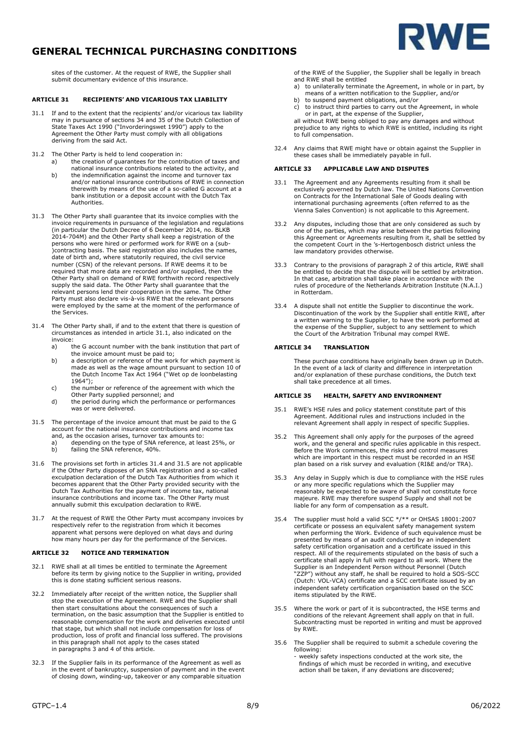sites of the customer. At the request of RWE, the Supplier shall submit documentary evidence of this insurance.

### ARTICLE 31 RECIPIENTS' AND VICARIOUS TAX LIABILITY

31.1 If and to the extent that the recipients' and/or vicarious tax liability may in pursuance of sections 34 and 35 of the Dutch Collection of State Taxes Act 1990 ("Invorderingswet 1990") apply to the Agreement the Other Party must comply with all obligations deriving from the said Act.

31.2 The Other Party is held to lend cooperation in:
   a) the creation of guarantees for the contribution of taxes and national insurance contributions related to the activity, and
   b) the indemnification against the income and turnover tax and/or national insurance contributions of RWE in connection therewith by means of the use of a so-called G account at a bank institution or a deposit account with the Dutch Tax Authorities.

31.3 The Other Party shall guarantee that its invoice complies with the invoice requirements in pursuance of the legislation and regulations (in particular the Dutch Decree of 6 December 2014, no. BLKB 2014-704M) and the Other Party shall keep a registration of the persons who were hired or performed work for RWE on a (sub-)contracting basis. The said registration also includes the names, date of birth and, where statutorily required, the civil service number (CSN) of the relevant persons. If RWE deems it to be required that more data are recorded and/or supplied, then the Other Party shall on demand of RWE forthwith record respectively supply the said data. The Other Party shall guarantee that the relevant persons lend their cooperation in the same. The Other Party must also declare vis-à-vis RWE that the relevant persons were employed by the same at the moment of the performance of the Services.

31.4 The Other Party shall, if and to the extent that there is question of circumstances as intended in article 31.1, also indicated on the invoice:
   a) the G account number with the bank institution that part of the invoice amount must be paid to;
   b) a description or reference of the work for which payment is made as well as the wage amount pursuant to section 10 of the Dutch Income Tax Act 1964 ("Wet op de loonbelasting 1964");
   c) the number or reference of the agreement with which the Other Party supplied personnel; and
   d) the period during which the performance or performances was or were delivered.

31.5 The percentage of the invoice amount that must be paid to the G account for the national insurance contributions and income tax and, as the occasion arises, turnover tax amounts to:
   a) depending on the type of SNA reference, at least 25%, or
   b) failing the SNA reference, 40%.

31.6 The provisions set forth in articles 31.4 and 31.5 are not applicable if the Other Party disposes of an SNA registration and a so-called exculpation declaration of the Dutch Tax Authorities from which it becomes apparent that the Other Party provided security with the Dutch Tax Authorities for the payment of income tax, national insurance contributions and income tax. The Other Party must annually submit this exculpation declaration to RWE.

31.7 At the request of RWE the Other Party must accompany invoices by respectively refer to the registration from which it becomes apparent what persons were deployed on what days and during how many hours per day for the performance of the Services.

### ARTICLE 32 NOTICE AND TERMINATION

32.1 RWE shall at all times be entitled to terminate the Agreement before its term by giving notice to the Supplier in writing, provided this is done stating sufficient serious reasons.

32.2 Immediately after receipt of the written notice, the Supplier shall stop the execution of the Agreement. RWE and the Supplier shall then start consultations about the consequences of such a termination, on the basic assumption that the Supplier is entitled to reasonable compensation for the work and deliveries executed until that stage, but which shall not include compensation for loss of production, loss of profit and financial loss suffered. The provisions in this paragraph shall not apply to the cases stated in paragraphs 3 and 4 of this article.

32.3 If the Supplier fails in its performance of the Agreement as well as in the event of bankruptcy, suspension of payment and in the event of closing down, winding-up, takeover or any comparable situation of the RWE of the Supplier, the Supplier shall be legally in breach and RWE shall be entitled
   a) to unilaterally terminate the Agreement, in whole or in part, by means of a written notification to the Supplier, and/or
   b) to suspend payment obligations, and/or
   c) to instruct third parties to carry out the Agreement, in whole or in part, at the expense of the Supplier,

   all without RWE being obliged to pay any damages and without prejudice to any rights to which RWE is entitled, including its right to full compensation.

32.4 Any claims that RWE might have or obtain against the Supplier in these cases shall be immediately payable in full.

### ARTICLE 33 APPLICABLE LAW AND DISPUTES

33.1 The Agreement and any Agreements resulting from it shall be exclusively governed by Dutch law. The United Nations Convention on Contracts for the International Sale of Goods dealing with international purchasing agreements (often referred to as the Vienna Sales Convention) is not applicable to this Agreement.

33.2 Any disputes, including those that are only considered as such by one of the parties, which may arise between the parties following this Agreement or Agreements resulting from it, shall be settled by the competent Court in the 's-Hertogenbosch district unless the law mandatory provides otherwise.

33.3 Contrary to the provisions of paragraph 2 of this article, RWE shall be entitled to decide that the dispute will be settled by arbitration. In that case, arbitration shall take place in accordance with the rules of procedure of the Netherlands Arbitration Institute (N.A.I.) in Rotterdam.

33.4 A dispute shall not entitle the Supplier to discontinue the work. Discontinuation of the work by the Supplier shall entitle RWE, after a written warning to the Supplier, to have the work performed at the expense of the Supplier, subject to any settlement to which the Court of the Arbitration Tribunal may compel RWE.

### ARTICLE 34 TRANSLATION

These purchase conditions have originally been drawn up in Dutch. In the event of a lack of clarity and difference in interpretation and/or explanation of these purchase conditions, the Dutch text shall take precedence at all times.

### ARTICLE 35 HEALTH, SAFETY AND ENVIRONMENT

35.1 RWE's HSE rules and policy statement constitute part of this Agreement. Additional rules and instructions included in the relevant Agreement shall apply in respect of specific Supplies.

35.2 This Agreement shall only apply for the purposes of the agreed work, and the general and specific rules applicable in this respect. Before the Work commences, the risks and control measures which are important in this respect must be recorded in an HSE plan based on a risk survey and evaluation (RI&E and/or TRA).

35.3 Any delay in Supply which is due to compliance with the HSE rules or any more specific regulations which the Supplier may reasonably be expected to be aware of shall not constitute force majeure. RWE may therefore suspend Supply and shall not be liable for any form of compensation as a result.

35.4 The supplier must hold a valid SCC */** or OHSAS 18001:2007 certificate or possess an equivalent safety management system when performing the Work. Evidence of such equivalence must be presented by means of an audit conducted by an independent safety certification organisation and a certificate issued in this respect. All of the requirements stipulated on the basis of such a certificate shall apply in full with regard to all work. Where the Supplier is an Independent Person without Personnel (Dutch "ZZP") without any staff, he shall be required to hold a SOS-SCC (Dutch: VOL-VCA) certificate and a SCC certificate issued by an independent safety certification organisation based on the SCC items stipulated by the RWE.

35.5 Where the work or part of it is subcontracted, the HSE terms and conditions of the relevant Agreement shall apply on that in full. Subcontracting must be reported in writing and must be approved by RWE.

35.6 The Supplier shall be required to submit a schedule covering the following:
   - weekly safety inspections conducted at the work site, the findings of which must be recorded in writing, and executive action shall be taken, if any deviations are discovered;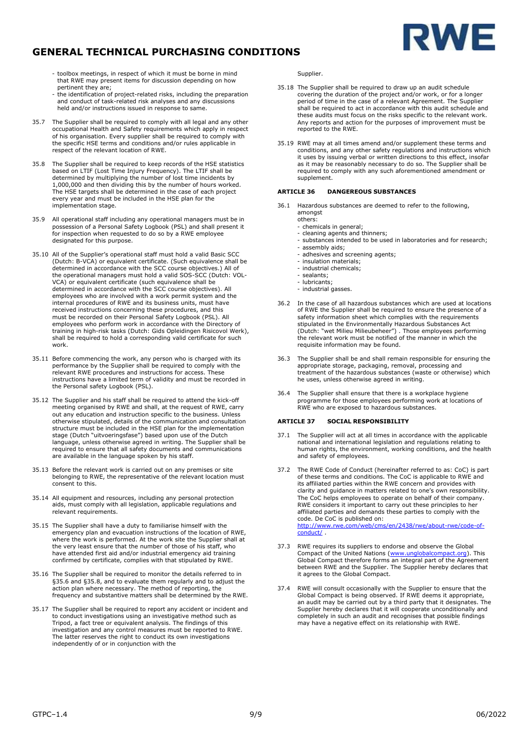- toolbox meetings, in respect of which it must be borne in mind that RWE may present items for discussion depending on how pertinent they are;
- the identification of project-related risks, including the preparation and conduct of task-related risk analyses and any discussions held and/or instructions issued in response to same.

35.7 The Supplier shall be required to comply with all legal and any other occupational Health and Safety requirements which apply in respect of his organisation. Every supplier shall be required to comply with the specific HSE terms and conditions and/or rules applicable in respect of the relevant location of RWE.

35.8 The Supplier shall be required to keep records of the HSE statistics based on LTIF (Lost Time Injury Frequency). The LTIF shall be determined by multiplying the number of lost time incidents by 1,000,000 and then dividing this by the number of hours worked. The HSE targets shall be determined in the case of each project every year and must be included in the HSE plan for the implementation stage.

35.9 All operational staff including any operational managers must be in possession of a Personal Safety Logbook (PSL) and shall present it for inspection when requested to do so by a RWE employee designated for this purpose.

35.10 All of the Supplier's operational staff must hold a valid Basic SCC (Dutch: B-VCA) or equivalent certificate. (Such equivalence shall be determined in accordance with the SCC course objectives.) All of the operational managers must hold a valid SOS-SCC (Dutch: VOL-VCA) or equivalent certificate (such equivalence shall be determined in accordance with the SCC course objectives). All employees who are involved with a work permit system and the internal procedures of RWE and its business units, must have received instructions concerning these procedures, and this must be recorded on their Personal Safety Logbook (PSL). All employees who perform work in accordance with the Directory of training in high-risk tasks (Dutch: Gids Opleidingen Risicovol Werk), shall be required to hold a corresponding valid certificate for such work.

35.11 Before commencing the work, any person who is charged with its performance by the Supplier shall be required to comply with the relevant RWE procedures and instructions for access. These instructions have a limited term of validity and must be recorded in the Personal safety Logbook (PSL).

35.12 The Supplier and his staff shall be required to attend the kick-off meeting organised by RWE and shall, at the request of RWE, carry out any education and instruction specific to the business. Unless otherwise stipulated, details of the communication and consultation structure must be included in the HSE plan for the implementation stage (Dutch "uitvoeringsfase") based upon use of the Dutch language, unless otherwise agreed in writing. The Supplier shall be required to ensure that all safety documents and communications are available in the language spoken by his staff.

35.13 Before the relevant work is carried out on any premises or site belonging to RWE, the representative of the relevant location must consent to this.

35.14 All equipment and resources, including any personal protection aids, must comply with all legislation, applicable regulations and relevant requirements.

35.15 The Supplier shall have a duty to familiarise himself with the emergency plan and evacuation instructions of the location of RWE, where the work is performed. At the work site the Supplier shall at the very least ensure that the number of those of his staff, who have attended first aid and/or industrial emergency aid training confirmed by certificate, complies with that stipulated by RWE.

35.16 The Supplier shall be required to monitor the details referred to in §35.6 and §35.8, and to evaluate them regularly and to adjust the action plan where necessary. The method of reporting, the frequency and substantive matters shall be determined by the RWE.

35.17 The Supplier shall be required to report any accident or incident and to conduct investigations using an investigative method such as Tripod, a fact tree or equivalent analysis. The findings of this investigation and any control measures must be reported to RWE. The latter reserves the right to conduct its own investigations independently of or in conjunction with the Supplier.

35.18 The Supplier shall be required to draw up an audit schedule covering the duration of the project and/or work, or for a longer period of time in the case of a relevant Agreement. The Supplier shall be required to act in accordance with this audit schedule and these audits must focus on the risks specific to the relevant work. Any reports and action for the purposes of improvement must be reported to the RWE.

35.19 RWE may at all times amend and/or supplement these terms and conditions, and any other safety regulations and instructions which it uses by issuing verbal or written directions to this effect, insofar as it may be reasonably necessary to do so. The Supplier shall be required to comply with any such aforementioned amendment or supplement.

## ARTICLE 36 DANGEREOUS SUBSTANCES

36.1 Hazardous substances are deemed to refer to the following, amongst others:
- chemicals in general;
- cleaning agents and thinners;
- substances intended to be used in laboratories and for research;
- assembly aids;
- adhesives and screening agents;
- insulation materials;
- industrial chemicals;
- sealants;
- lubricants;
- industrial gasses.

36.2 In the case of all hazardous substances which are used at locations of RWE the Supplier shall be required to ensure the presence of a safety information sheet which complies with the requirements stipulated in the Environmentally Hazardous Substances Act (Dutch: "wet Milieu Milieubeheer") . Those employees performing the relevant work must be notified of the manner in which the requisite information may be found.

36.3 The Supplier shall be and shall remain responsible for ensuring the appropriate storage, packaging, removal, processing and treatment of the hazardous substances (waste or otherwise) which he uses, unless otherwise agreed in writing.

36.4 The Supplier shall ensure that there is a workplace hygiene programme for those employees performing work at locations of RWE who are exposed to hazardous substances.

## ARTICLE 37 SOCIAL RESPONSIBILITY

37.1 The Supplier will act at all times in accordance with the applicable national and international legislation and regulations relating to human rights, the environment, working conditions, and the health and safety of employees.

37.2 The RWE Code of Conduct (hereinafter referred to as: CoC) is part of these terms and conditions. The CoC is applicable to RWE and its affiliated parties within the RWE concern and provides with clarity and guidance in matters related to one's own responsibility. The CoC helps employees to operate on behalf of their company. RWE considers it important to carry out these principles to her affiliated parties and demands these parties to comply with the code. De CoC is published on: http://www.rwe.com/web/cms/en/2438/rwe/about-rwe/code-of-conduct/ .

37.3 RWE requires its suppliers to endorse and observe the Global Compact of the United Nations (www.unglobalcompact.org). This Global Compact therefore forms an integral part of the Agreement between RWE and the Supplier. The Supplier hereby declares that it agrees to the Global Compact.

37.4 RWE will consult occasionally with the Supplier to ensure that the Global Compact is being observed. If RWE deems it appropriate, an audit may be carried out by a third party that it designates. The Supplier hereby declares that it will cooperate unconditionally and completely in such an audit and recognises that possible findings may have a negative effect on its relationship with RWE.